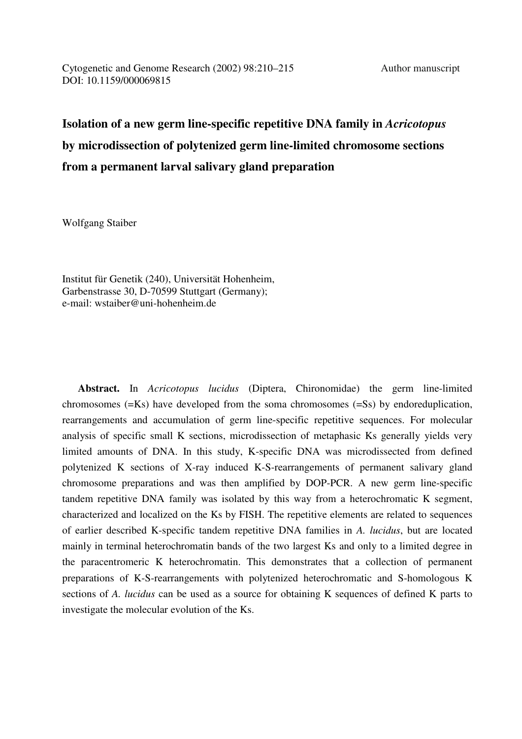Cytogenetic and Genome Research (2002) 98:210–215 Author manuscript
DOI: 10.1159/000069815

# Isolation of a new germ line-specific repetitive DNA family in *Acricotopus* by microdissection of polytenized germ line-limited chromosome sections from a permanent larval salivary gland preparation

Wolfgang Staiber

Institut für Genetik (240), Universität Hohenheim,
Garbenstrasse 30, D-70599 Stuttgart (Germany);
e-mail: wstaiber@uni-hohenheim.de

**Abstract.** In *Acricotopus lucidus* (Diptera, Chironomidae) the germ line-limited chromosomes (=Ks) have developed from the soma chromosomes (=Ss) by endoreduplication, rearrangements and accumulation of germ line-specific repetitive sequences. For molecular analysis of specific small K sections, microdissection of metaphasic Ks generally yields very limited amounts of DNA. In this study, K-specific DNA was microdissected from defined polytenized K sections of X-ray induced K-S-rearrangements of permanent salivary gland chromosome preparations and was then amplified by DOP-PCR. A new germ line-specific tandem repetitive DNA family was isolated by this way from a heterochromatic K segment, characterized and localized on the Ks by FISH. The repetitive elements are related to sequences of earlier described K-specific tandem repetitive DNA families in *A. lucidus*, but are located mainly in terminal heterochromatin bands of the two largest Ks and only to a limited degree in the paracentromeric K heterochromatin. This demonstrates that a collection of permanent preparations of K-S-rearrangements with polytenized heterochromatic and S-homologous K sections of *A. lucidus* can be used as a source for obtaining K sequences of defined K parts to investigate the molecular evolution of the Ks.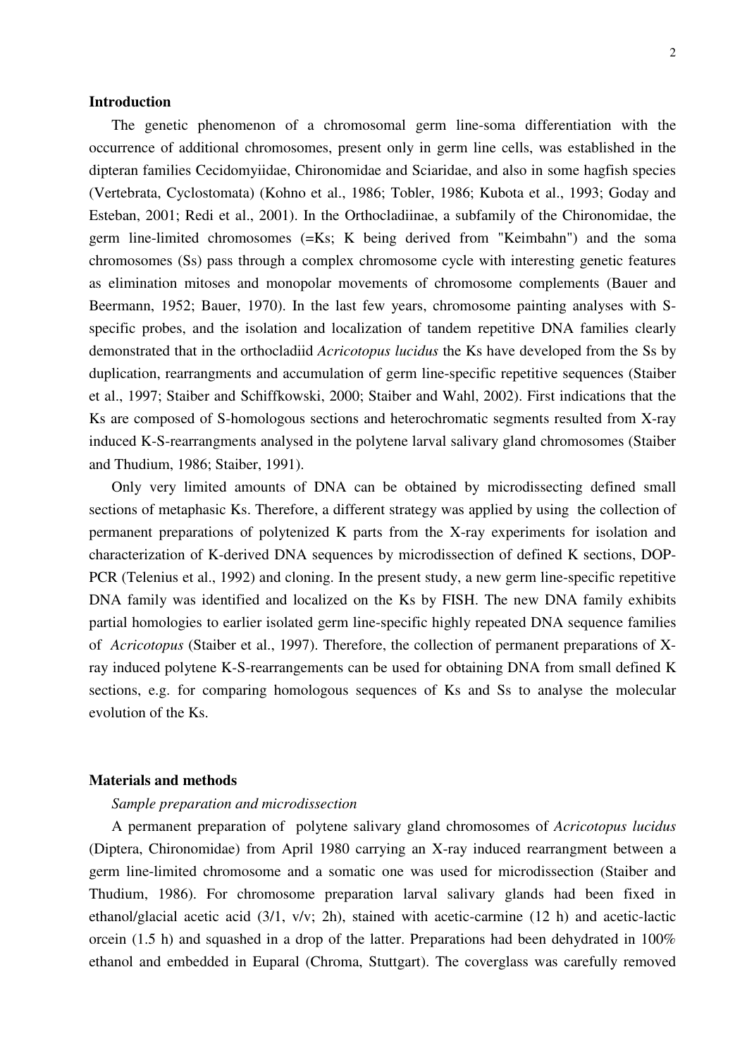## Introduction

The genetic phenomenon of a chromosomal germ line-soma differentiation with the occurrence of additional chromosomes, present only in germ line cells, was established in the dipteran families Cecidomyiidae, Chironomidae and Sciaridae, and also in some hagfish species (Vertebrata, Cyclostomata) (Kohno et al., 1986; Tobler, 1986; Kubota et al., 1993; Goday and Esteban, 2001; Redi et al., 2001). In the Orthocladiinae, a subfamily of the Chironomidae, the germ line-limited chromosomes (=Ks; K being derived from "Keimbahn") and the soma chromosomes (Ss) pass through a complex chromosome cycle with interesting genetic features as elimination mitoses and monopolar movements of chromosome complements (Bauer and Beermann, 1952; Bauer, 1970). In the last few years, chromosome painting analyses with S-specific probes, and the isolation and localization of tandem repetitive DNA families clearly demonstrated that in the orthocladiid *Acricotopus lucidus* the Ks have developed from the Ss by duplication, rearrangments and accumulation of germ line-specific repetitive sequences (Staiber et al., 1997; Staiber and Schiffkowski, 2000; Staiber and Wahl, 2002). First indications that the Ks are composed of S-homologous sections and heterochromatic segments resulted from X-ray induced K-S-rearrangments analysed in the polytene larval salivary gland chromosomes (Staiber and Thudium, 1986; Staiber, 1991).

Only very limited amounts of DNA can be obtained by microdissecting defined small sections of metaphasic Ks. Therefore, a different strategy was applied by using the collection of permanent preparations of polytenized K parts from the X-ray experiments for isolation and characterization of K-derived DNA sequences by microdissection of defined K sections, DOP-PCR (Telenius et al., 1992) and cloning. In the present study, a new germ line-specific repetitive DNA family was identified and localized on the Ks by FISH. The new DNA family exhibits partial homologies to earlier isolated germ line-specific highly repeated DNA sequence families of *Acricotopus* (Staiber et al., 1997). Therefore, the collection of permanent preparations of X-ray induced polytene K-S-rearrangements can be used for obtaining DNA from small defined K sections, e.g. for comparing homologous sequences of Ks and Ss to analyse the molecular evolution of the Ks.

## Materials and methods

### *Sample preparation and microdissection*

A permanent preparation of polytene salivary gland chromosomes of *Acricotopus lucidus* (Diptera, Chironomidae) from April 1980 carrying an X-ray induced rearrangment between a germ line-limited chromosome and a somatic one was used for microdissection (Staiber and Thudium, 1986). For chromosome preparation larval salivary glands had been fixed in ethanol/glacial acetic acid (3/1, v/v; 2h), stained with acetic-carmine (12 h) and acetic-lactic orcein (1.5 h) and squashed in a drop of the latter. Preparations had been dehydrated in 100% ethanol and embedded in Euparal (Chroma, Stuttgart). The coverglass was carefully removed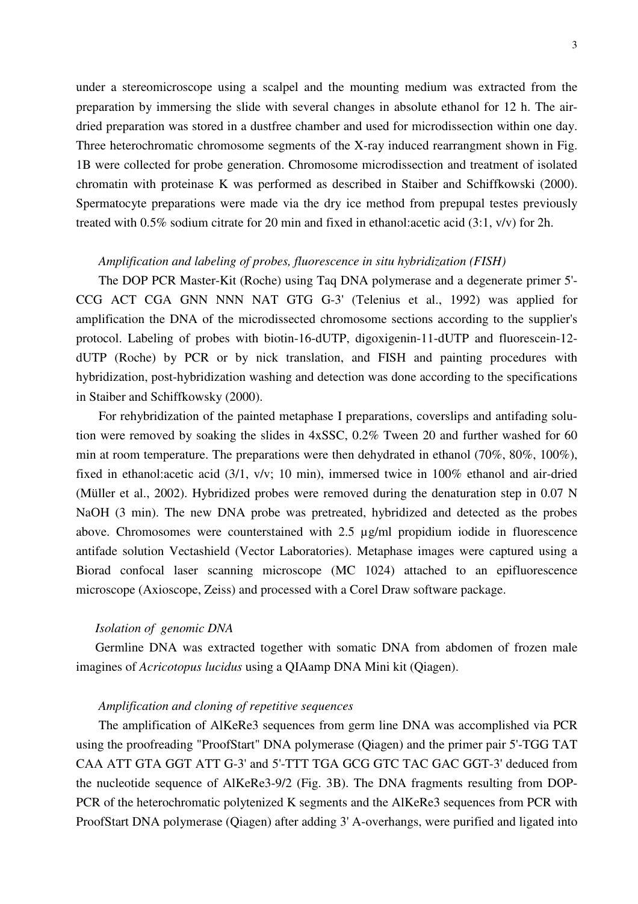under a stereomicroscope using a scalpel and the mounting medium was extracted from the preparation by immersing the slide with several changes in absolute ethanol for 12 h. The air-dried preparation was stored in a dustfree chamber and used for microdissection within one day. Three heterochromatic chromosome segments of the X-ray induced rearrangment shown in Fig. 1B were collected for probe generation. Chromosome microdissection and treatment of isolated chromatin with proteinase K was performed as described in Staiber and Schiffkowski (2000). Spermatocyte preparations were made via the dry ice method from prepupal testes previously treated with 0.5% sodium citrate for 20 min and fixed in ethanol:acetic acid (3:1, v/v) for 2h.

### *Amplification and labeling of probes, fluorescence in situ hybridization (FISH)*

The DOP PCR Master-Kit (Roche) using Taq DNA polymerase and a degenerate primer 5'-CCG ACT CGA GNN NNN NAT GTG G-3' (Telenius et al., 1992) was applied for amplification the DNA of the microdissected chromosome sections according to the supplier's protocol. Labeling of probes with biotin-16-dUTP, digoxigenin-11-dUTP and fluorescein-12-dUTP (Roche) by PCR or by nick translation, and FISH and painting procedures with hybridization, post-hybridization washing and detection was done according to the specifications in Staiber and Schiffkowsky (2000).

For rehybridization of the painted metaphase I preparations, coverslips and antifading solution were removed by soaking the slides in 4xSSC, 0.2% Tween 20 and further washed for 60 min at room temperature. The preparations were then dehydrated in ethanol (70%, 80%, 100%), fixed in ethanol:acetic acid (3/1, v/v; 10 min), immersed twice in 100% ethanol and air-dried (Müller et al., 2002). Hybridized probes were removed during the denaturation step in 0.07 N NaOH (3 min). The new DNA probe was pretreated, hybridized and detected as the probes above. Chromosomes were counterstained with 2.5 µg/ml propidium iodide in fluorescence antifade solution Vectashield (Vector Laboratories). Metaphase images were captured using a Biorad confocal laser scanning microscope (MC 1024) attached to an epifluorescence microscope (Axioscope, Zeiss) and processed with a Corel Draw software package.

### *Isolation of genomic DNA*

Germline DNA was extracted together with somatic DNA from abdomen of frozen male imagines of *Acricotopus lucidus* using a QIAamp DNA Mini kit (Qiagen).

### *Amplification and cloning of repetitive sequences*

The amplification of AlKeRe3 sequences from germ line DNA was accomplished via PCR using the proofreading "ProofStart" DNA polymerase (Qiagen) and the primer pair 5'-TGG TAT CAA ATT GTA GGT ATT G-3' and 5'-TTT TGA GCG GTC TAC GAC GGT-3' deduced from the nucleotide sequence of AlKeRe3-9/2 (Fig. 3B). The DNA fragments resulting from DOP-PCR of the heterochromatic polytenized K segments and the AlKeRe3 sequences from PCR with ProofStart DNA polymerase (Qiagen) after adding 3' A-overhangs, were purified and ligated into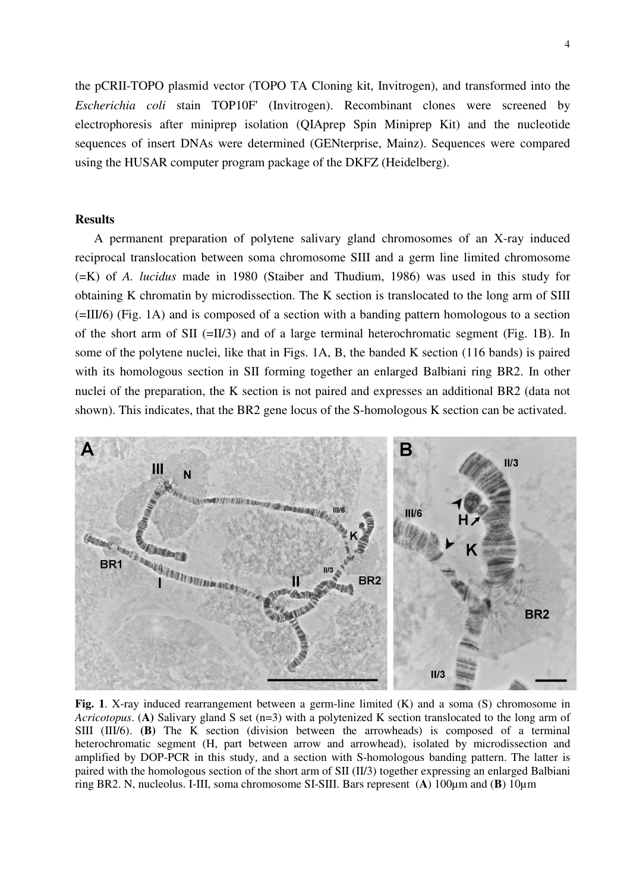the pCRII-TOPO plasmid vector (TOPO TA Cloning kit, Invitrogen), and transformed into the *Escherichia coli* stain TOP10F' (Invitrogen). Recombinant clones were screened by electrophoresis after miniprep isolation (QIAprep Spin Miniprep Kit) and the nucleotide sequences of insert DNAs were determined (GENterprise, Mainz). Sequences were compared using the HUSAR computer program package of the DKFZ (Heidelberg).

## Results

A permanent preparation of polytene salivary gland chromosomes of an X-ray induced reciprocal translocation between soma chromosome SIII and a germ line limited chromosome (=K) of *A. lucidus* made in 1980 (Staiber and Thudium, 1986) was used in this study for obtaining K chromatin by microdissection. The K section is translocated to the long arm of SIII (=III/6) (Fig. 1A) and is composed of a section with a banding pattern homologous to a section of the short arm of SII (=II/3) and of a large terminal heterochromatic segment (Fig. 1B). In some of the polytene nuclei, like that in Figs. 1A, B, the banded K section (116 bands) is paired with its homologous section in SII forming together an enlarged Balbiani ring BR2. In other nuclei of the preparation, the K section is not paired and expresses an additional BR2 (data not shown). This indicates, that the BR2 gene locus of the S-homologous K section can be activated.

**Fig. 1**. X-ray induced rearrangement between a germ-line limited (K) and a soma (S) chromosome in *Acricotopus*. (**A)** Salivary gland S set (n=3) with a polytenized K section translocated to the long arm of SIII (III/6). **(B)** The K section (division between the arrowheads) is composed of a terminal heterochromatic segment (H, part between arrow and arrowhead), isolated by microdissection and amplified by DOP-PCR in this study, and a section with S-homologous banding pattern. The latter is paired with the homologous section of the short arm of SII (II/3) together expressing an enlarged Balbiani ring BR2. N, nucleolus. I-III, soma chromosome SI-SIII. Bars represent (**A**) 100µm and (**B**) 10µm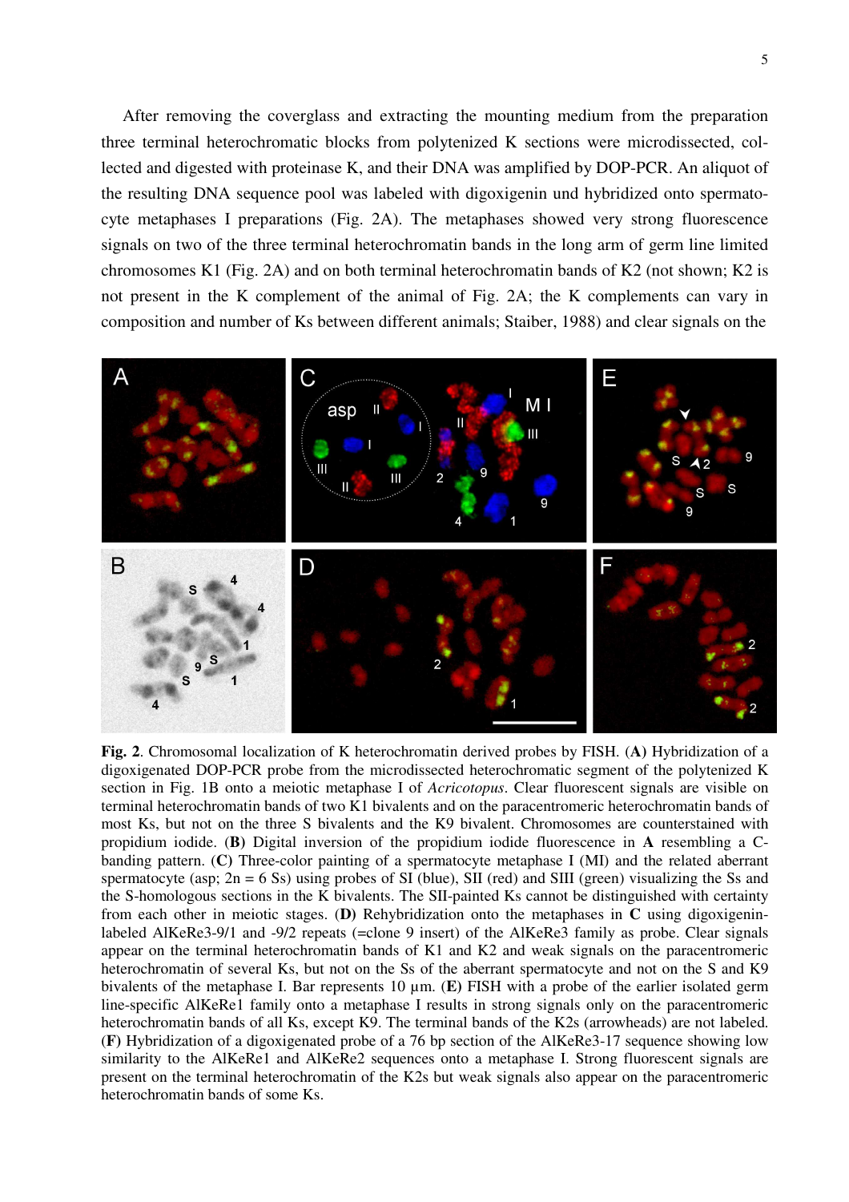After removing the coverglass and extracting the mounting medium from the preparation three terminal heterochromatic blocks from polytenized K sections were microdissected, collected and digested with proteinase K, and their DNA was amplified by DOP-PCR. An aliquot of the resulting DNA sequence pool was labeled with digoxigenin und hybridized onto spermatocyte metaphases I preparations (Fig. 2A). The metaphases showed very strong fluorescence signals on two of the three terminal heterochromatin bands in the long arm of germ line limited chromosomes K1 (Fig. 2A) and on both terminal heterochromatin bands of K2 (not shown; K2 is not present in the K complement of the animal of Fig. 2A; the K complements can vary in composition and number of Ks between different animals; Staiber, 1988) and clear signals on the

**Fig. 2**. Chromosomal localization of K heterochromatin derived probes by FISH. **(A)** Hybridization of a digoxigenated DOP-PCR probe from the microdissected heterochromatic segment of the polytenized K section in Fig. 1B onto a meiotic metaphase I of *Acricotopus*. Clear fluorescent signals are visible on terminal heterochromatin bands of two K1 bivalents and on the paracentromeric heterochromatin bands of most Ks, but not on the three S bivalents and the K9 bivalent. Chromosomes are counterstained with propidium iodide. **(B)** Digital inversion of the propidium iodide fluorescence in **A** resembling a C-banding pattern. **(C)** Three-color painting of a spermatocyte metaphase I (MI) and the related aberrant spermatocyte (asp; 2n = 6 Ss) using probes of SI (blue), SII (red) and SIII (green) visualizing the Ss and the S-homologous sections in the K bivalents. The SII-painted Ks cannot be distinguished with certainty from each other in meiotic stages. **(D)** Rehybridization onto the metaphases in **C** using digoxigenin-labeled AlKeRe3-9/1 and -9/2 repeats (=clone 9 insert) of the AlKeRe3 family as probe. Clear signals appear on the terminal heterochromatin bands of K1 and K2 and weak signals on the paracentromeric heterochromatin of several Ks, but not on the Ss of the aberrant spermatocyte and not on the S and K9 bivalents of the metaphase I. Bar represents 10 µm. **(E)** FISH with a probe of the earlier isolated germ line-specific AlKeRe1 family onto a metaphase I results in strong signals only on the paracentromeric heterochromatin bands of all Ks, except K9. The terminal bands of the K2s (arrowheads) are not labeled. **(F)** Hybridization of a digoxigenated probe of a 76 bp section of the AlKeRe3-17 sequence showing low similarity to the AlKeRe1 and AlKeRe2 sequences onto a metaphase I. Strong fluorescent signals are present on the terminal heterochromatin of the K2s but weak signals also appear on the paracentromeric heterochromatin bands of some Ks.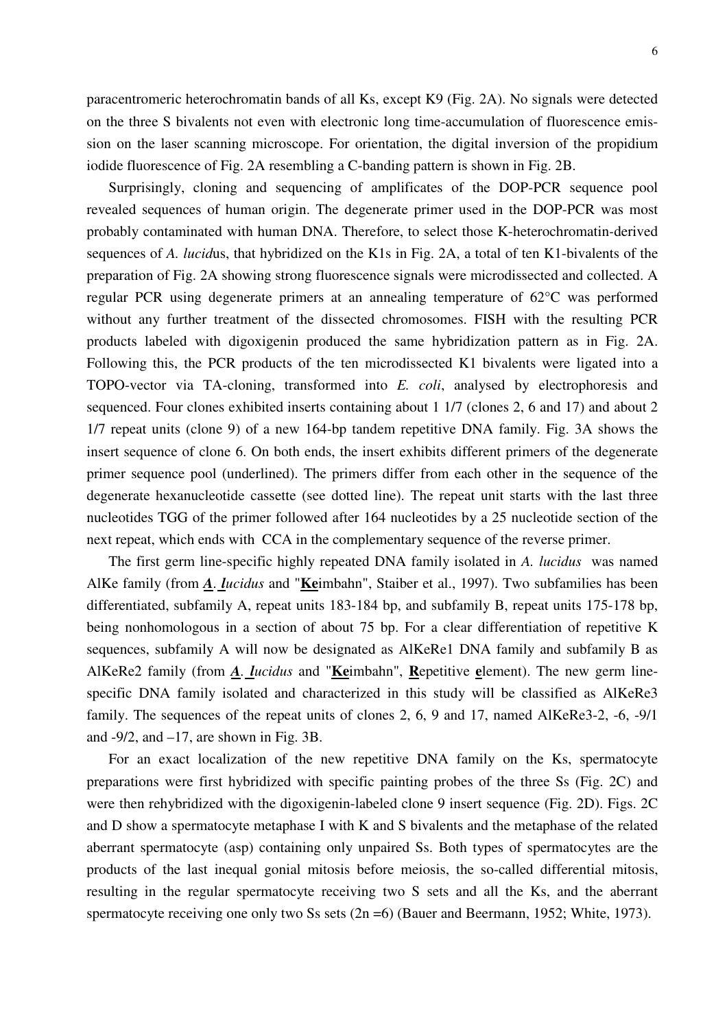paracentromeric heterochromatin bands of all Ks, except K9 (Fig. 2A). No signals were detected on the three S bivalents not even with electronic long time-accumulation of fluorescence emission on the laser scanning microscope. For orientation, the digital inversion of the propidium iodide fluorescence of Fig. 2A resembling a C-banding pattern is shown in Fig. 2B.

Surprisingly, cloning and sequencing of amplificates of the DOP-PCR sequence pool revealed sequences of human origin. The degenerate primer used in the DOP-PCR was most probably contaminated with human DNA. Therefore, to select those K-heterochromatin-derived sequences of *A. lucid*us, that hybridized on the K1s in Fig. 2A, a total of ten K1-bivalents of the preparation of Fig. 2A showing strong fluorescence signals were microdissected and collected. A regular PCR using degenerate primers at an annealing temperature of 62°C was performed without any further treatment of the dissected chromosomes. FISH with the resulting PCR products labeled with digoxigenin produced the same hybridization pattern as in Fig. 2A. Following this, the PCR products of the ten microdissected K1 bivalents were ligated into a TOPO-vector via TA-cloning, transformed into *E. coli*, analysed by electrophoresis and sequenced. Four clones exhibited inserts containing about 1 1/7 (clones 2, 6 and 17) and about 2 1/7 repeat units (clone 9) of a new 164-bp tandem repetitive DNA family. Fig. 3A shows the insert sequence of clone 6. On both ends, the insert exhibits different primers of the degenerate primer sequence pool (underlined). The primers differ from each other in the sequence of the degenerate hexanucleotide cassette (see dotted line). The repeat unit starts with the last three nucleotides TGG of the primer followed after 164 nucleotides by a 25 nucleotide section of the next repeat, which ends with CCA in the complementary sequence of the reverse primer.

The first germ line-specific highly repeated DNA family isolated in *A. lucidus* was named AlKe family (from ***A***. ***l****ucidus* and "**Ke**imbahn", Staiber et al., 1997). Two subfamilies has been differentiated, subfamily A, repeat units 183-184 bp, and subfamily B, repeat units 175-178 bp, being nonhomologous in a section of about 75 bp. For a clear differentiation of repetitive K sequences, subfamily A will now be designated as AlKeRe1 DNA family and subfamily B as AlKeRe2 family (from ***A***. ***l****ucidus* and "**Ke**imbahn", **R**epetitive **e**lement). The new germ line-specific DNA family isolated and characterized in this study will be classified as AlKeRe3 family. The sequences of the repeat units of clones 2, 6, 9 and 17, named AlKeRe3-2, -6, -9/1 and -9/2, and –17, are shown in Fig. 3B.

For an exact localization of the new repetitive DNA family on the Ks, spermatocyte preparations were first hybridized with specific painting probes of the three Ss (Fig. 2C) and were then rehybridized with the digoxigenin-labeled clone 9 insert sequence (Fig. 2D). Figs. 2C and D show a spermatocyte metaphase I with K and S bivalents and the metaphase of the related aberrant spermatocyte (asp) containing only unpaired Ss. Both types of spermatocytes are the products of the last inequal gonial mitosis before meiosis, the so-called differential mitosis, resulting in the regular spermatocyte receiving two S sets and all the Ks, and the aberrant spermatocyte receiving one only two Ss sets (2n =6) (Bauer and Beermann, 1952; White, 1973).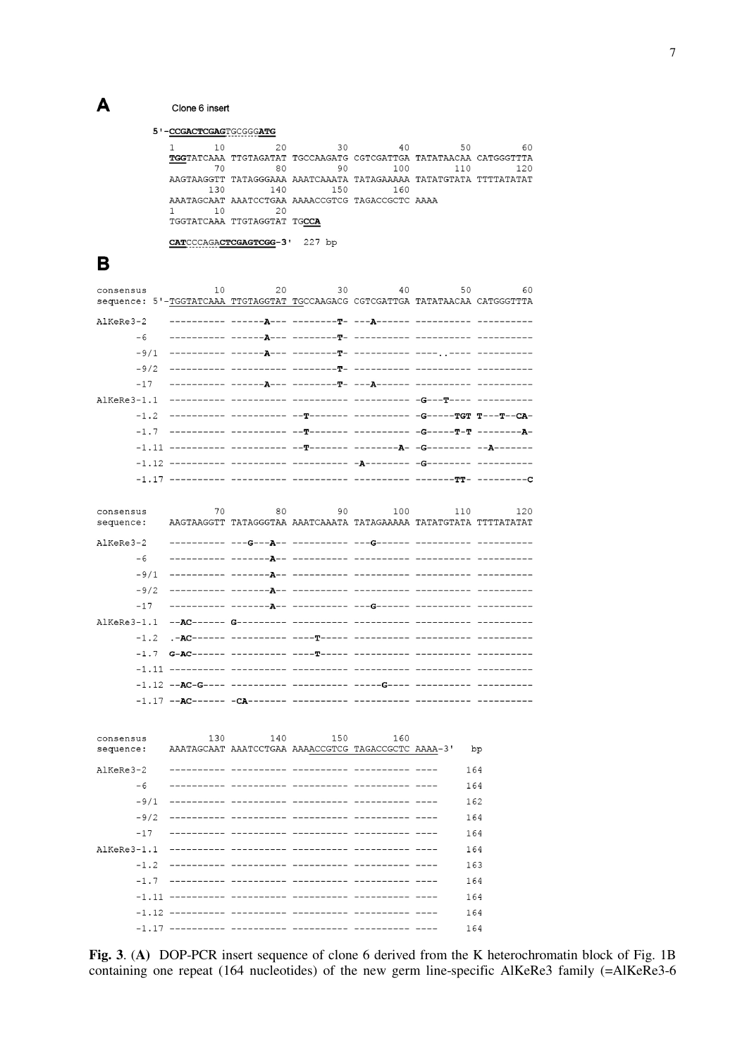**A**

Clone 6 insert

```
5'-CCGACTCGAGTGCGGGATG
1        10         20         30         40         50         60
TGGTATCAAA TTGTAGATAT TGCCAAGATG CGTCGATTGA TATATAACAA CATGGGTTTA
         70         80         90        100        110        120
AAGTAAGGTT TATAGGGAAA AAATCAAATA TATAGAAAAA TATATGTATA TTTTATATAT
        130        140        150        160
AAATAGCAAT AAATCCTGAA AAAACCGTCG TAGACCGCTC AAAA
1        10         20
TGGTATCAAA TTGTAGGTAT TGCCA

CATCCCAGACTCGAGTCGG-3'  227 bp
```

**B**

```
consensus          10         20         30         40         50         60
sequence: 5'-TGGTATCAAA TTGTAGGTAT TGCCAAGACG CGTCGATTGA TATATAACAA CATGGGTTTA

AlKeRe3-2    ---------- ------A--- --------T- ---A------ ---------- ----------
       -6    ---------- ------A--- --------T- ---------- ---------- ----------
       -9/1  ---------- ------A--- --------T- ---------- ----..---- ----------
       -9/2  ---------- ---------- --------T- ---------- ---------- ----------
       -17   ---------- ------A--- --------T- ---A------ ---------- ----------
AlKeRe3-1.1  ---------- ---------- ---------- ---------- -G---T---- ----------
       -1.2  ---------- ---------- --T------- ---------- -G-----TGT T---T--CA-
       -1.7  ---------- ---------- --T------- ---------- -G-----T-T --------A-
       -1.11 ---------- ---------- --T------- --------A- -G-------- --A-------
       -1.12 ---------- ---------- ---------- -A-------- -G-------- ----------
       -1.17 ---------- ---------- ---------- ---------- -------TT- ---------C

consensus          70         80         90        100        110        120
sequence:    AAGTAAGGTT TATAGGGTAA AAATCAAATA TATAGAAAAA TATATGTATA TTTTATATAT

AlKeRe3-2    ---------- ---G---A-- ---------- ---G------ ---------- ----------
       -6    ---------- -------A-- ---------- ---------- ---------- ----------
       -9/1  ---------- -------A-- ---------- ---------- ---------- ----------
       -9/2  ---------- -------A-- ---------- ---------- ---------- ----------
       -17   ---------- -------A-- ---------- ---G------ ---------- ----------
AlKeRe3-1.1  --AC------ G--------- ---------- ---------- ---------- ----------
       -1.2  .-AC------ ---------- ----T----- ---------- ---------- ----------
       -1.7  G-AC------ ---------- ----T----- ---------- ---------- ----------
       -1.11 ---------- ---------- ---------- ---------- ---------- ----------
       -1.12 --AC-G---- ---------- ---------- -----G---- ---------- ----------
       -1.17 --AC------ -CA------- ---------- ---------- ---------- ----------

consensus         130        140        150        160
sequence:    AAATAGCAAT AAATCCTGAA AAAACCGTCG TAGACCGCTC AAAA-3'   bp

AlKeRe3-2    ---------- ---------- ---------- ---------- ----     164
       -6    ---------- ---------- ---------- ---------- ----     164
       -9/1  ---------- ---------- ---------- ---------- ----     162
       -9/2  ---------- ---------- ---------- ---------- ----     164
       -17   ---------- ---------- ---------- ---------- ----     164
AlKeRe3-1.1  ---------- ---------- ---------- ---------- ----     164
       -1.2  ---------- ---------- ---------- ---------- ----     163
       -1.7  ---------- ---------- ---------- ---------- ----     164
       -1.11 ---------- ---------- ---------- ---------- ----     164
       -1.12 ---------- ---------- ---------- ---------- ----     164
       -1.17 ---------- ---------- ---------- ---------- ----     164
```

**Fig. 3**. **(A)** DOP-PCR insert sequence of clone 6 derived from the K heterochromatin block of Fig. 1B containing one repeat (164 nucleotides) of the new germ line-specific AlKeRe3 family (=AlKeRe3-6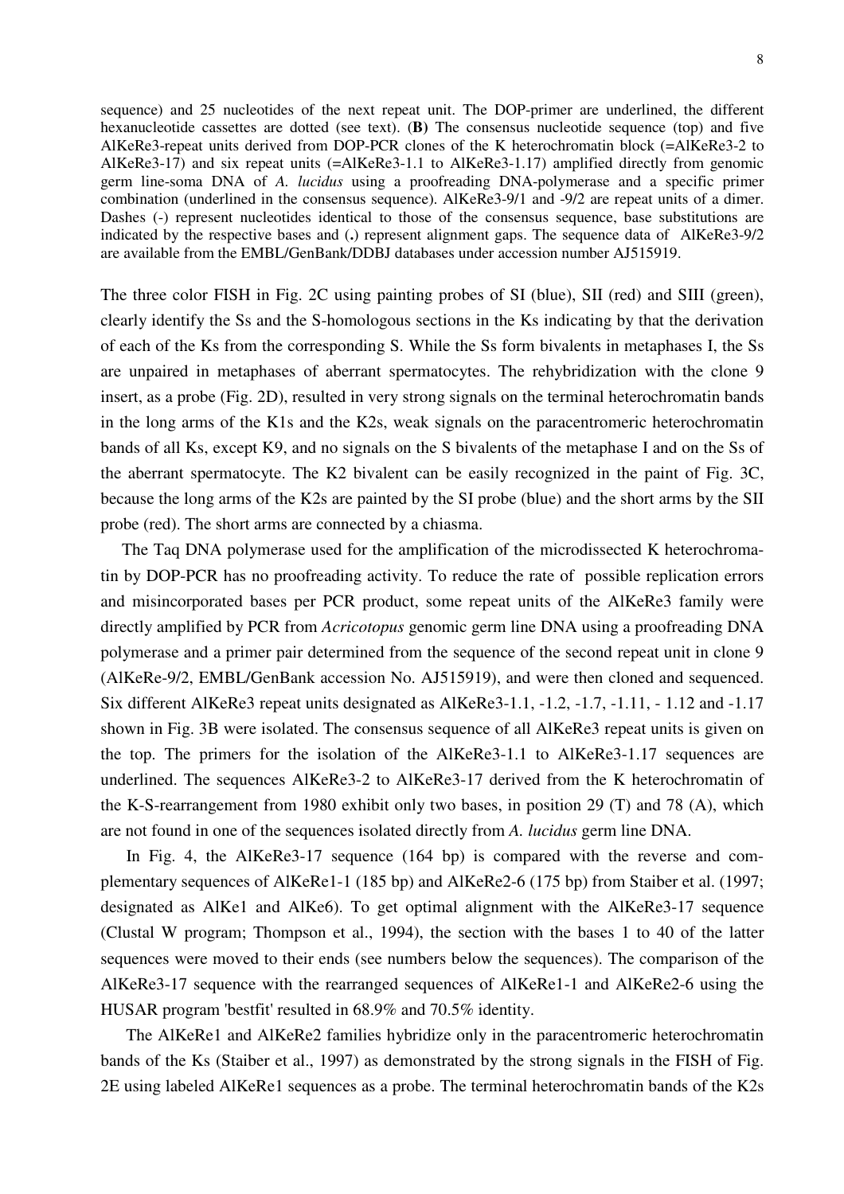sequence) and 25 nucleotides of the next repeat unit. The DOP-primer are underlined, the different hexanucleotide cassettes are dotted (see text). (**B)** The consensus nucleotide sequence (top) and five AlKeRe3-repeat units derived from DOP-PCR clones of the K heterochromatin block (=AlKeRe3-2 to AlKeRe3-17) and six repeat units (=AlKeRe3-1.1 to AlKeRe3-1.17) amplified directly from genomic germ line-soma DNA of *A. lucidus* using a proofreading DNA-polymerase and a specific primer combination (underlined in the consensus sequence). AlKeRe3-9/1 and -9/2 are repeat units of a dimer. Dashes (-) represent nucleotides identical to those of the consensus sequence, base substitutions are indicated by the respective bases and (**.**) represent alignment gaps. The sequence data of AlKeRe3-9/2 are available from the EMBL/GenBank/DDBJ databases under accession number AJ515919.

The three color FISH in Fig. 2C using painting probes of SI (blue), SII (red) and SIII (green), clearly identify the Ss and the S-homologous sections in the Ks indicating by that the derivation of each of the Ks from the corresponding S. While the Ss form bivalents in metaphases I, the Ss are unpaired in metaphases of aberrant spermatocytes. The rehybridization with the clone 9 insert, as a probe (Fig. 2D), resulted in very strong signals on the terminal heterochromatin bands in the long arms of the K1s and the K2s, weak signals on the paracentromeric heterochromatin bands of all Ks, except K9, and no signals on the S bivalents of the metaphase I and on the Ss of the aberrant spermatocyte. The K2 bivalent can be easily recognized in the paint of Fig. 3C, because the long arms of the K2s are painted by the SI probe (blue) and the short arms by the SII probe (red). The short arms are connected by a chiasma.

The Taq DNA polymerase used for the amplification of the microdissected K heterochromatin by DOP-PCR has no proofreading activity. To reduce the rate of possible replication errors and misincorporated bases per PCR product, some repeat units of the AlKeRe3 family were directly amplified by PCR from *Acricotopus* genomic germ line DNA using a proofreading DNA polymerase and a primer pair determined from the sequence of the second repeat unit in clone 9 (AlKeRe-9/2, EMBL/GenBank accession No. AJ515919), and were then cloned and sequenced. Six different AlKeRe3 repeat units designated as AlKeRe3-1.1, -1.2, -1.7, -1.11, - 1.12 and -1.17 shown in Fig. 3B were isolated. The consensus sequence of all AlKeRe3 repeat units is given on the top. The primers for the isolation of the AlKeRe3-1.1 to AlKeRe3-1.17 sequences are underlined. The sequences AlKeRe3-2 to AlKeRe3-17 derived from the K heterochromatin of the K-S-rearrangement from 1980 exhibit only two bases, in position 29 (T) and 78 (A), which are not found in one of the sequences isolated directly from *A. lucidus* germ line DNA.

In Fig. 4, the AlKeRe3-17 sequence (164 bp) is compared with the reverse and complementary sequences of AlKeRe1-1 (185 bp) and AlKeRe2-6 (175 bp) from Staiber et al. (1997; designated as AlKe1 and AlKe6). To get optimal alignment with the AlKeRe3-17 sequence (Clustal W program; Thompson et al., 1994), the section with the bases 1 to 40 of the latter sequences were moved to their ends (see numbers below the sequences). The comparison of the AlKeRe3-17 sequence with the rearranged sequences of AlKeRe1-1 and AlKeRe2-6 using the HUSAR program 'bestfit' resulted in 68.9% and 70.5% identity.

The AlKeRe1 and AlKeRe2 families hybridize only in the paracentromeric heterochromatin bands of the Ks (Staiber et al., 1997) as demonstrated by the strong signals in the FISH of Fig. 2E using labeled AlKeRe1 sequences as a probe. The terminal heterochromatin bands of the K2s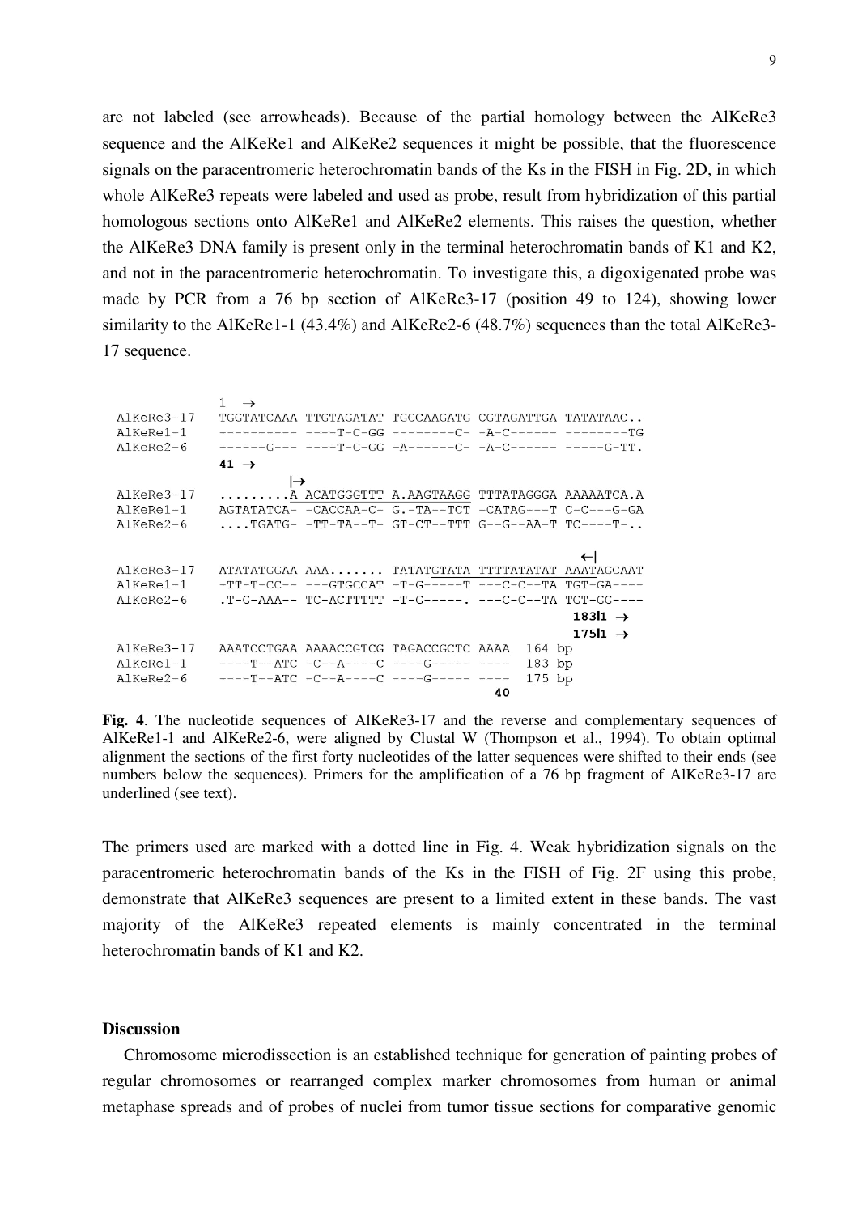are not labeled (see arrowheads). Because of the partial homology between the AlKeRe3 sequence and the AlKeRe1 and AlKeRe2 sequences it might be possible, that the fluorescence signals on the paracentromeric heterochromatin bands of the Ks in the FISH in Fig. 2D, in which whole AlKeRe3 repeats were labeled and used as probe, result from hybridization of this partial homologous sections onto AlKeRe1 and AlKeRe2 elements. This raises the question, whether the AlKeRe3 DNA family is present only in the terminal heterochromatin bands of K1 and K2, and not in the paracentromeric heterochromatin. To investigate this, a digoxigenated probe was made by PCR from a 76 bp section of AlKeRe3-17 (position 49 to 124), showing lower similarity to the AlKeRe1-1 (43.4%) and AlKeRe2-6 (48.7%) sequences than the total AlKeRe3-17 sequence.

```
             1  →
AlKeRe3-17   TGGTATCAAA TTGTAGATAT TGCCAAGATG CGTAGATTGA TATATAAC..
AlKeRe1-1    ---------- ----T-C-GG --------C- -A-C------ --------TG
AlKeRe2-6    ------G--- ----T-C-GG -A------C- -A-C------ -----G-TT.
             41 →
                       |→
AlKeRe3-17   .........A ACATGGGTTT A.AAGTAAGG TTTATAGGGA AAAAATCA.A
AlKeRe1-1    AGTATATCA- -CACCAA-C- G.-TA--TCT -CATAG---T C-C---G-GA
AlKeRe2-6    ....TGATG- -TT-TA--T- GT-CT--TTT G--G--AA-T TC----T-..

                                                          ←|
AlKeRe3-17   ATATATGGAA AAA....... TATATGTATA TTTTATATAT AAATAGCAAT
AlKeRe1-1    -TT-T-CC-- ---GTGCCAT -T-G-----T ---C-C--TA TGT-GA----
AlKeRe2-6    .T-G-AAA-- TC-ACTTTTT -T-G-----. ---C-C--TA TGT-GG----
                                                         183l1 →
                                                         175l1 →
AlKeRe3-17   AAATCCTGAA AAAACCGTCG TAGACCGCTC AAAA  164 bp
AlKeRe1-1    ----T--ATC -C--A----C ----G----- ----  183 bp
AlKeRe2-6    ----T--ATC -C--A----C ----G----- ----  175 bp
                                               40
```

**Fig. 4**. The nucleotide sequences of AlKeRe3-17 and the reverse and complementary sequences of AlKeRe1-1 and AlKeRe2-6, were aligned by Clustal W (Thompson et al., 1994). To obtain optimal alignment the sections of the first forty nucleotides of the latter sequences were shifted to their ends (see numbers below the sequences). Primers for the amplification of a 76 bp fragment of AlKeRe3-17 are underlined (see text).

The primers used are marked with a dotted line in Fig. 4. Weak hybridization signals on the paracentromeric heterochromatin bands of the Ks in the FISH of Fig. 2F using this probe, demonstrate that AlKeRe3 sequences are present to a limited extent in these bands. The vast majority of the AlKeRe3 repeated elements is mainly concentrated in the terminal heterochromatin bands of K1 and K2.

## Discussion

Chromosome microdissection is an established technique for generation of painting probes of regular chromosomes or rearranged complex marker chromosomes from human or animal metaphase spreads and of probes of nuclei from tumor tissue sections for comparative genomic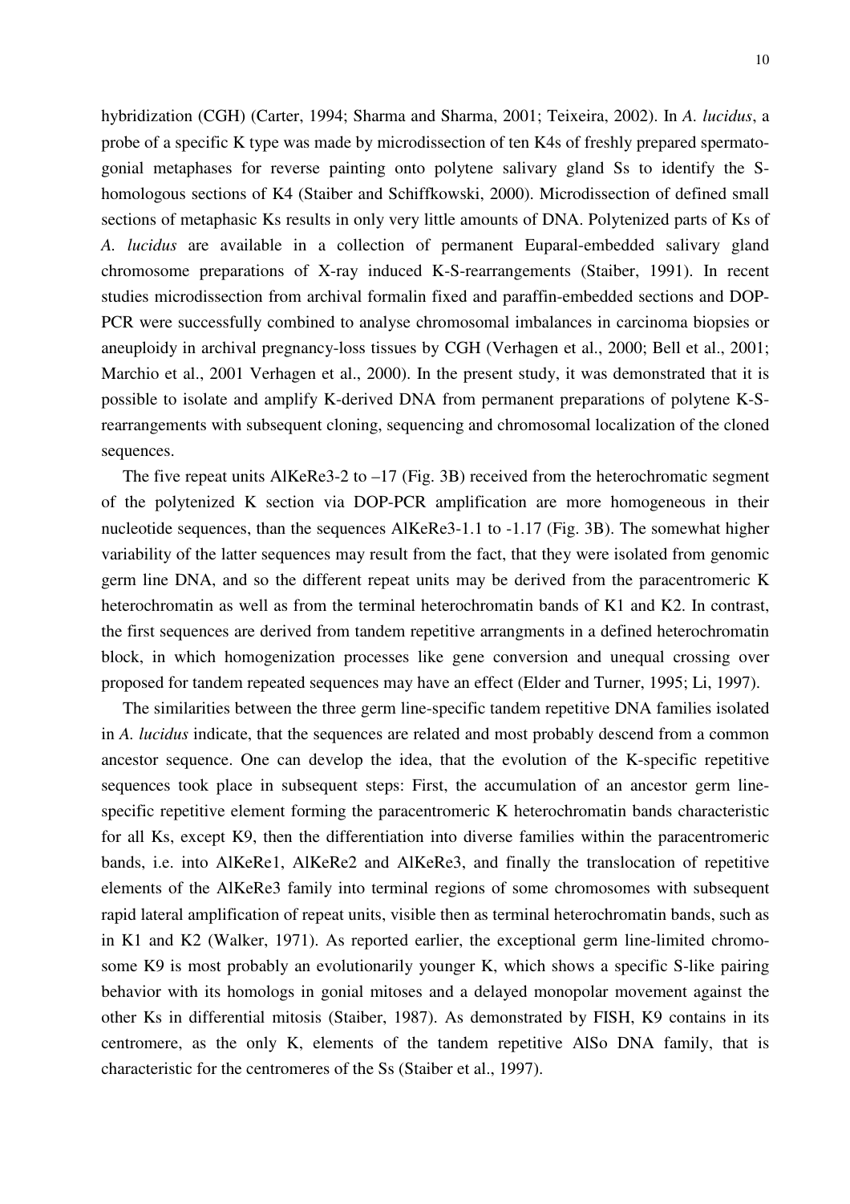hybridization (CGH) (Carter, 1994; Sharma and Sharma, 2001; Teixeira, 2002). In *A. lucidus*, a probe of a specific K type was made by microdissection of ten K4s of freshly prepared spermatogonial metaphases for reverse painting onto polytene salivary gland Ss to identify the S-homologous sections of K4 (Staiber and Schiffkowski, 2000). Microdissection of defined small sections of metaphasic Ks results in only very little amounts of DNA. Polytenized parts of Ks of *A. lucidus* are available in a collection of permanent Euparal-embedded salivary gland chromosome preparations of X-ray induced K-S-rearrangements (Staiber, 1991). In recent studies microdissection from archival formalin fixed and paraffin-embedded sections and DOP-PCR were successfully combined to analyse chromosomal imbalances in carcinoma biopsies or aneuploidy in archival pregnancy-loss tissues by CGH (Verhagen et al., 2000; Bell et al., 2001; Marchio et al., 2001 Verhagen et al., 2000). In the present study, it was demonstrated that it is possible to isolate and amplify K-derived DNA from permanent preparations of polytene K-S-rearrangements with subsequent cloning, sequencing and chromosomal localization of the cloned sequences.

The five repeat units AlKeRe3-2 to –17 (Fig. 3B) received from the heterochromatic segment of the polytenized K section via DOP-PCR amplification are more homogeneous in their nucleotide sequences, than the sequences AlKeRe3-1.1 to -1.17 (Fig. 3B). The somewhat higher variability of the latter sequences may result from the fact, that they were isolated from genomic germ line DNA, and so the different repeat units may be derived from the paracentromeric K heterochromatin as well as from the terminal heterochromatin bands of K1 and K2. In contrast, the first sequences are derived from tandem repetitive arrangments in a defined heterochromatin block, in which homogenization processes like gene conversion and unequal crossing over proposed for tandem repeated sequences may have an effect (Elder and Turner, 1995; Li, 1997).

The similarities between the three germ line-specific tandem repetitive DNA families isolated in *A. lucidus* indicate, that the sequences are related and most probably descend from a common ancestor sequence. One can develop the idea, that the evolution of the K-specific repetitive sequences took place in subsequent steps: First, the accumulation of an ancestor germ line-specific repetitive element forming the paracentromeric K heterochromatin bands characteristic for all Ks, except K9, then the differentiation into diverse families within the paracentromeric bands, i.e. into AlKeRe1, AlKeRe2 and AlKeRe3, and finally the translocation of repetitive elements of the AlKeRe3 family into terminal regions of some chromosomes with subsequent rapid lateral amplification of repeat units, visible then as terminal heterochromatin bands, such as in K1 and K2 (Walker, 1971). As reported earlier, the exceptional germ line-limited chromosome K9 is most probably an evolutionarily younger K, which shows a specific S-like pairing behavior with its homologs in gonial mitoses and a delayed monopolar movement against the other Ks in differential mitosis (Staiber, 1987). As demonstrated by FISH, K9 contains in its centromere, as the only K, elements of the tandem repetitive AlSo DNA family, that is characteristic for the centromeres of the Ss (Staiber et al., 1997).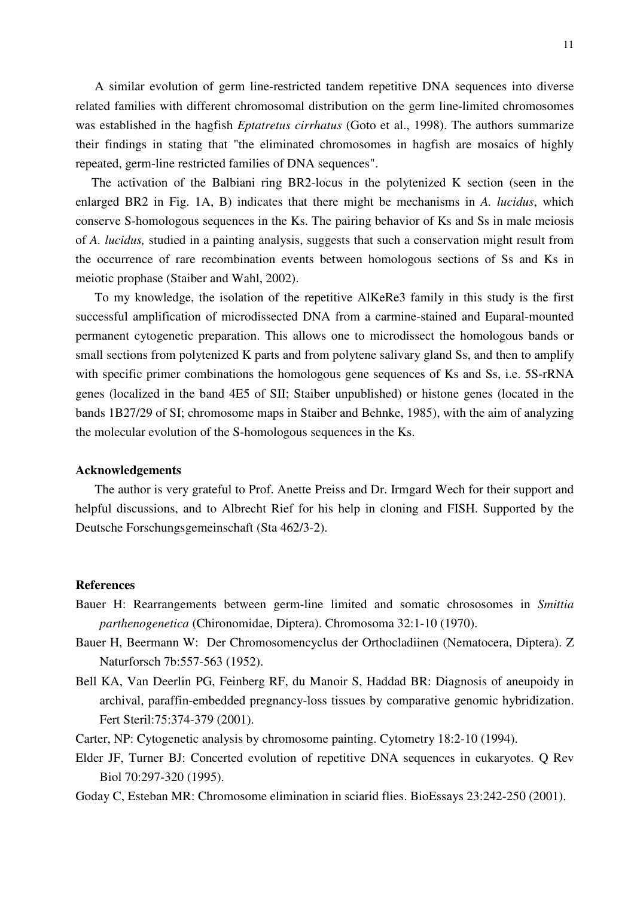A similar evolution of germ line-restricted tandem repetitive DNA sequences into diverse related families with different chromosomal distribution on the germ line-limited chromosomes was established in the hagfish *Eptatretus cirrhatus* (Goto et al., 1998). The authors summarize their findings in stating that "the eliminated chromosomes in hagfish are mosaics of highly repeated, germ-line restricted families of DNA sequences".

The activation of the Balbiani ring BR2-locus in the polytenized K section (seen in the enlarged BR2 in Fig. 1A, B) indicates that there might be mechanisms in *A. lucidus*, which conserve S-homologous sequences in the Ks. The pairing behavior of Ks and Ss in male meiosis of *A. lucidus,* studied in a painting analysis, suggests that such a conservation might result from the occurrence of rare recombination events between homologous sections of Ss and Ks in meiotic prophase (Staiber and Wahl, 2002).

To my knowledge, the isolation of the repetitive AlKeRe3 family in this study is the first successful amplification of microdissected DNA from a carmine-stained and Euparal-mounted permanent cytogenetic preparation. This allows one to microdissect the homologous bands or small sections from polytenized K parts and from polytene salivary gland Ss, and then to amplify with specific primer combinations the homologous gene sequences of Ks and Ss, i.e. 5S-rRNA genes (localized in the band 4E5 of SII; Staiber unpublished) or histone genes (located in the bands 1B27/29 of SI; chromosome maps in Staiber and Behnke, 1985), with the aim of analyzing the molecular evolution of the S-homologous sequences in the Ks.

**Acknowledgements**

The author is very grateful to Prof. Anette Preiss and Dr. Irmgard Wech for their support and helpful discussions, and to Albrecht Rief for his help in cloning and FISH. Supported by the Deutsche Forschungsgemeinschaft (Sta 462/3-2).

**References**

Bauer H: Rearrangements between germ-line limited and somatic chrososomes in *Smittia parthenogenetica* (Chironomidae, Diptera). Chromosoma 32:1-10 (1970).

Bauer H, Beermann W: Der Chromosomencyclus der Orthocladiinen (Nematocera, Diptera). Z Naturforsch 7b:557-563 (1952).

Bell KA, Van Deerlin PG, Feinberg RF, du Manoir S, Haddad BR: Diagnosis of aneupoidy in archival, paraffin-embedded pregnancy-loss tissues by comparative genomic hybridization. Fert Steril:75:374-379 (2001).

Carter, NP: Cytogenetic analysis by chromosome painting. Cytometry 18:2-10 (1994).

Elder JF, Turner BJ: Concerted evolution of repetitive DNA sequences in eukaryotes. Q Rev Biol 70:297-320 (1995).

Goday C, Esteban MR: Chromosome elimination in sciarid flies. BioEssays 23:242-250 (2001).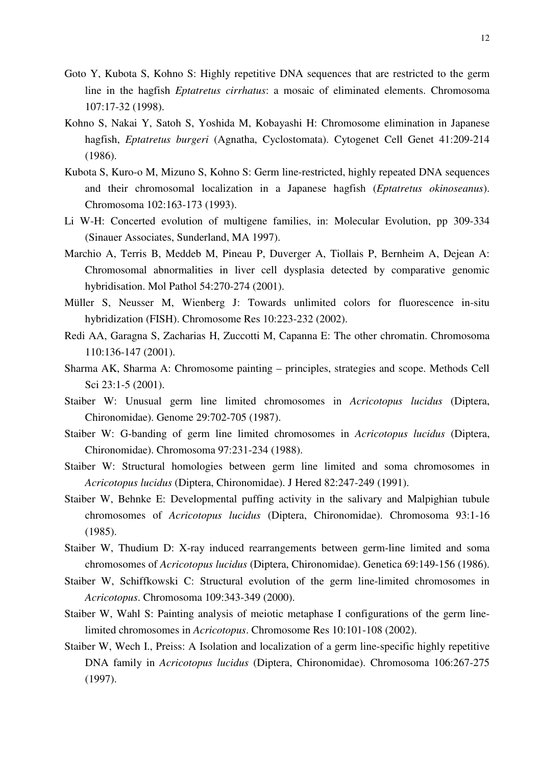Goto Y, Kubota S, Kohno S: Highly repetitive DNA sequences that are restricted to the germ line in the hagfish *Eptatretus cirrhatus*: a mosaic of eliminated elements. Chromosoma 107:17-32 (1998).

Kohno S, Nakai Y, Satoh S, Yoshida M, Kobayashi H: Chromosome elimination in Japanese hagfish, *Eptatretus burgeri* (Agnatha, Cyclostomata). Cytogenet Cell Genet 41:209-214 (1986).

Kubota S, Kuro-o M, Mizuno S, Kohno S: Germ line-restricted, highly repeated DNA sequences and their chromosomal localization in a Japanese hagfish (*Eptatretus okinoseanus*). Chromosoma 102:163-173 (1993).

Li W-H: Concerted evolution of multigene families, in: Molecular Evolution, pp 309-334 (Sinauer Associates, Sunderland, MA 1997).

Marchio A, Terris B, Meddeb M, Pineau P, Duverger A, Tiollais P, Bernheim A, Dejean A: Chromosomal abnormalities in liver cell dysplasia detected by comparative genomic hybridisation. Mol Pathol 54:270-274 (2001).

Müller S, Neusser M, Wienberg J: Towards unlimited colors for fluorescence in-situ hybridization (FISH). Chromosome Res 10:223-232 (2002).

Redi AA, Garagna S, Zacharias H, Zuccotti M, Capanna E: The other chromatin. Chromosoma 110:136-147 (2001).

Sharma AK, Sharma A: Chromosome painting – principles, strategies and scope. Methods Cell Sci 23:1-5 (2001).

Staiber W: Unusual germ line limited chromosomes in *Acricotopus lucidus* (Diptera, Chironomidae). Genome 29:702-705 (1987).

Staiber W: G-banding of germ line limited chromosomes in *Acricotopus lucidus* (Diptera, Chironomidae). Chromosoma 97:231-234 (1988).

Staiber W: Structural homologies between germ line limited and soma chromosomes in *Acricotopus lucidus* (Diptera, Chironomidae). J Hered 82:247-249 (1991).

Staiber W, Behnke E: Developmental puffing activity in the salivary and Malpighian tubule chromosomes of *Acricotopus lucidus* (Diptera, Chironomidae). Chromosoma 93:1-16 (1985).

Staiber W, Thudium D: X-ray induced rearrangements between germ-line limited and soma chromosomes of *Acricotopus lucidus* (Diptera, Chironomidae). Genetica 69:149-156 (1986).

Staiber W, Schiffkowski C: Structural evolution of the germ line-limited chromosomes in *Acricotopus*. Chromosoma 109:343-349 (2000).

Staiber W, Wahl S: Painting analysis of meiotic metaphase I configurations of the germ line-limited chromosomes in *Acricotopus*. Chromosome Res 10:101-108 (2002).

Staiber W, Wech I., Preiss: A Isolation and localization of a germ line-specific highly repetitive DNA family in *Acricotopus lucidus* (Diptera, Chironomidae). Chromosoma 106:267-275 (1997).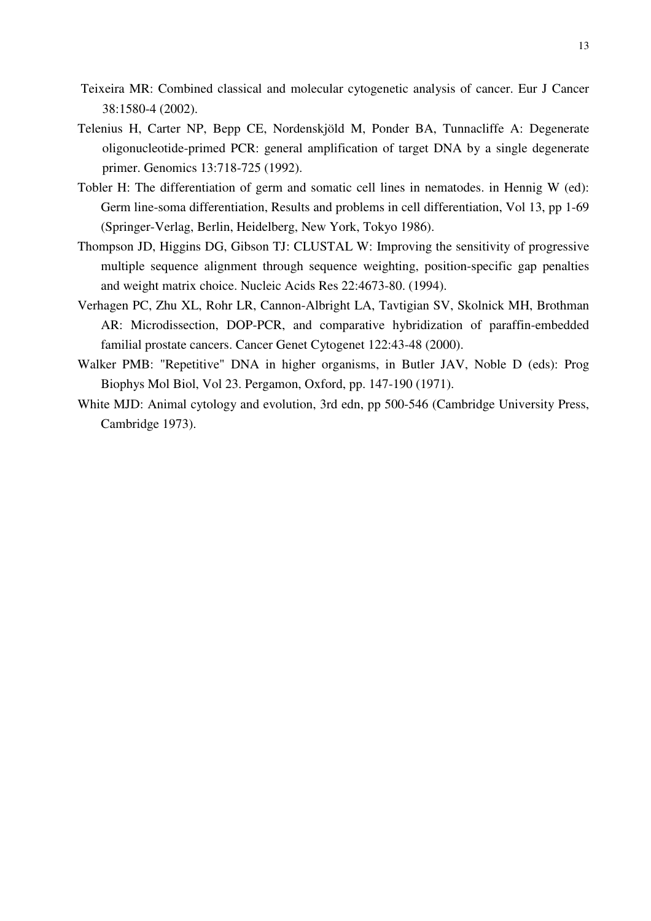Teixeira MR: Combined classical and molecular cytogenetic analysis of cancer. Eur J Cancer 38:1580-4 (2002).

Telenius H, Carter NP, Bepp CE, Nordenskjöld M, Ponder BA, Tunnacliffe A: Degenerate oligonucleotide-primed PCR: general amplification of target DNA by a single degenerate primer. Genomics 13:718-725 (1992).

Tobler H: The differentiation of germ and somatic cell lines in nematodes. in Hennig W (ed): Germ line-soma differentiation, Results and problems in cell differentiation, Vol 13, pp 1-69 (Springer-Verlag, Berlin, Heidelberg, New York, Tokyo 1986).

Thompson JD, Higgins DG, Gibson TJ: CLUSTAL W: Improving the sensitivity of progressive multiple sequence alignment through sequence weighting, position-specific gap penalties and weight matrix choice. Nucleic Acids Res 22:4673-80. (1994).

Verhagen PC, Zhu XL, Rohr LR, Cannon-Albright LA, Tavtigian SV, Skolnick MH, Brothman AR: Microdissection, DOP-PCR, and comparative hybridization of paraffin-embedded familial prostate cancers. Cancer Genet Cytogenet 122:43-48 (2000).

Walker PMB: "Repetitive" DNA in higher organisms, in Butler JAV, Noble D (eds): Prog Biophys Mol Biol, Vol 23. Pergamon, Oxford, pp. 147-190 (1971).

White MJD: Animal cytology and evolution, 3rd edn, pp 500-546 (Cambridge University Press, Cambridge 1973).